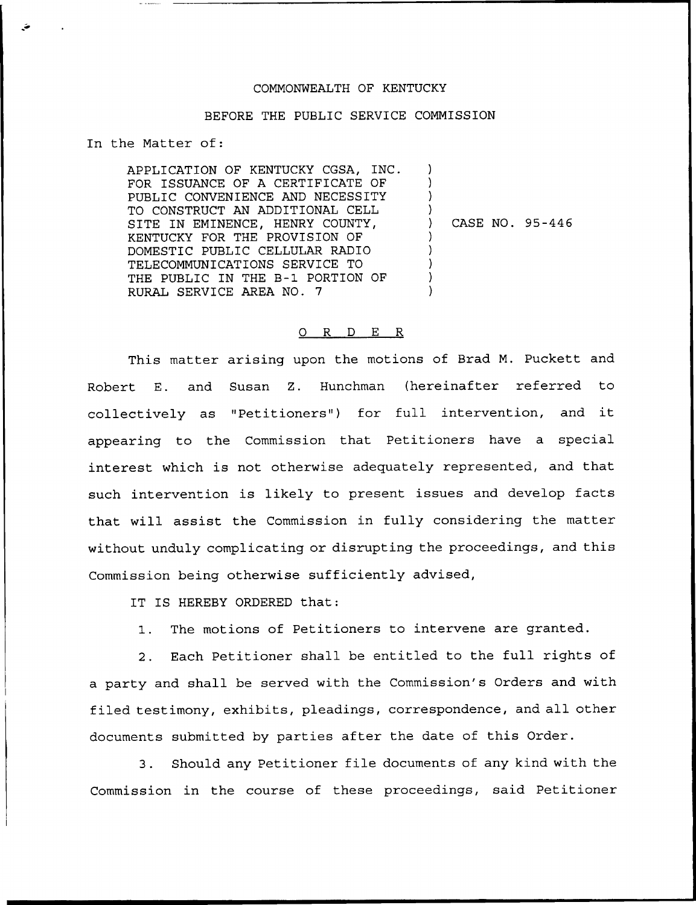COMMONWEALTH OF KENTUCKY

BEFORE THE PUBLIC SERVICE COMMISSION

In the Matter of:

APPLICATION OF KENTUCKY CGSA, INC. FOR ISSUANCE OF A CERTIFICATE OF PUBLIC CONVENIENCE AND NECESSITY TO CONSTRUCT AN ADDITIONAL CELL SITE IN EMINENCE, HENRY COUNTY, KENTUCKY FOR THE PROVISION OF DOMESTIC PUBLIC CELLULAR RADIO TELECOMMUNICATIONS SERVICE TO THE PUBLIC IN THE B-1 PORTION OF RURAL SERVICE AREA NO. 7 ) CASE NO. 95-446

O R D E R

This matter arising upon the motions of Brad M. Puckett and Robert E. and Susan Z. Hunchman (hereinafter referred to collectively as "Petitioners") for full intervention, and it appearing to the Commission that Petitioners have a special interest which is not otherwise adequately represented, and that such intervention is likely to present issues and develop facts that will assist the Commission in fully considering the matter without unduly complicating or disrupting the proceedings, and this Commission being otherwise sufficiently advised,

IT IS HEREBY ORDERED that:

1. The motions of Petitioners to intervene are granted.

2. Each Petitioner shall be entitled to the full rights of a party and shall be served with the Commission's Orders and with filed testimony, exhibits, pleadings, correspondence, and all other documents submitted by parties after the date of this Order.

3. Should any Petitioner file documents of any kind with the Commission in the course of these proceedings, said Petitioner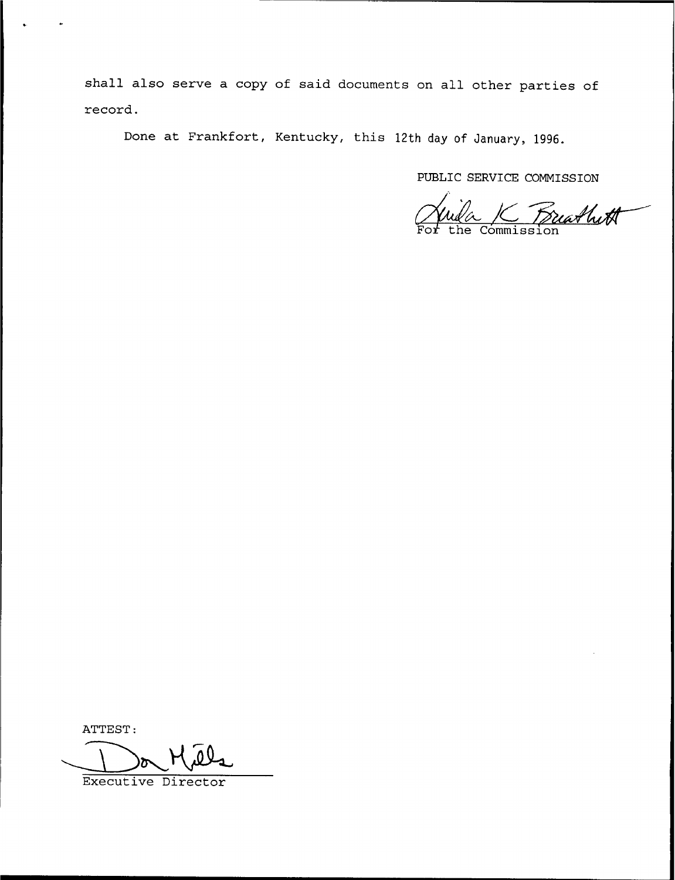shall also serve a copy of said documents on all other parties of record.

Done at Frankfort, Kentucky, this 12th day of January, 1996.

PUBLIC SERVICE COMMISSION

For the Commission

ATTEST:

Executive Director